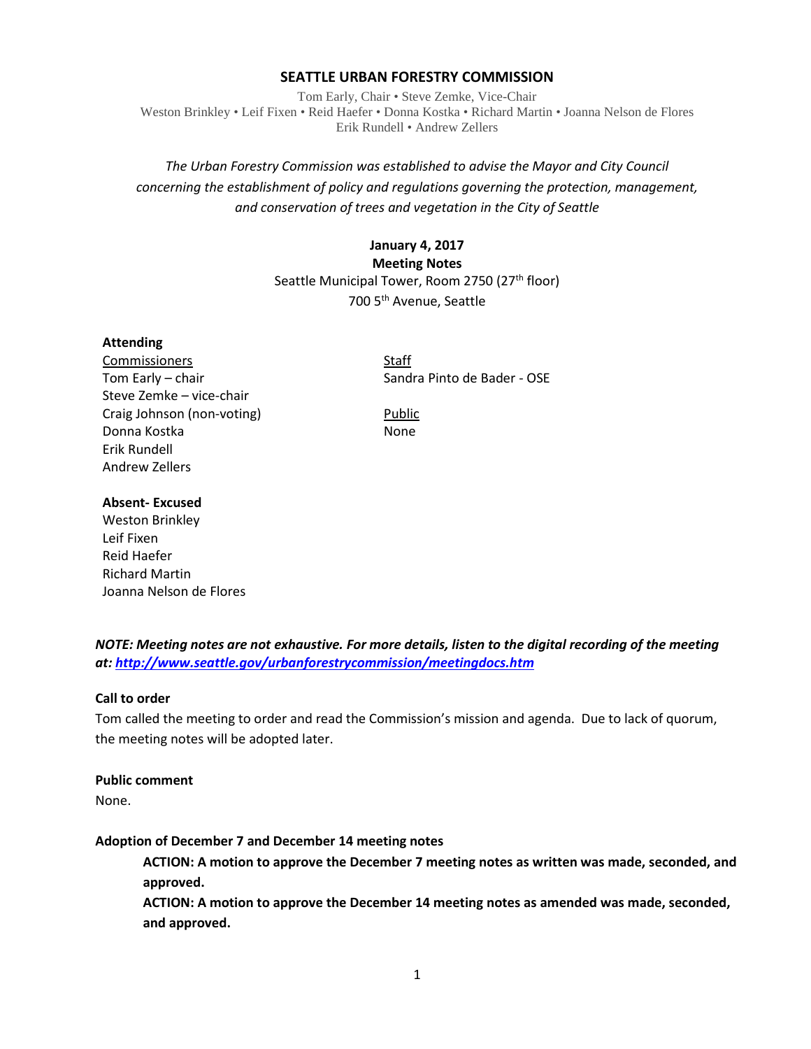# SEATTLE URBAN FORESTRY COMMISSION

Tom Early, Chair • Steve Zemke, Vice-Chair
Weston Brinkley • Leif Fixen • Reid Haefer • Donna Kostka • Richard Martin • Joanna Nelson de Flores
Erik Rundell • Andrew Zellers

*The Urban Forestry Commission was established to advise the Mayor and City Council concerning the establishment of policy and regulations governing the protection, management, and conservation of trees and vegetation in the City of Seattle*

**January 4, 2017**
**Meeting Notes**
Seattle Municipal Tower, Room 2750 (27th floor)
700 5th Avenue, Seattle

**Attending**

Commissioners
Tom Early – chair
Steve Zemke – vice-chair
Craig Johnson (non-voting)
Donna Kostka
Erik Rundell
Andrew Zellers

Staff
Sandra Pinto de Bader - OSE

Public
None

**Absent- Excused**
Weston Brinkley
Leif Fixen
Reid Haefer
Richard Martin
Joanna Nelson de Flores

***NOTE: Meeting notes are not exhaustive. For more details, listen to the digital recording of the meeting at: http://www.seattle.gov/urbanforestrycommission/meetingdocs.htm***

**Call to order**
Tom called the meeting to order and read the Commission's mission and agenda. Due to lack of quorum, the meeting notes will be adopted later.

**Public comment**
None.

**Adoption of December 7 and December 14 meeting notes**

**ACTION: A motion to approve the December 7 meeting notes as written was made, seconded, and approved.**
**ACTION: A motion to approve the December 14 meeting notes as amended was made, seconded, and approved.**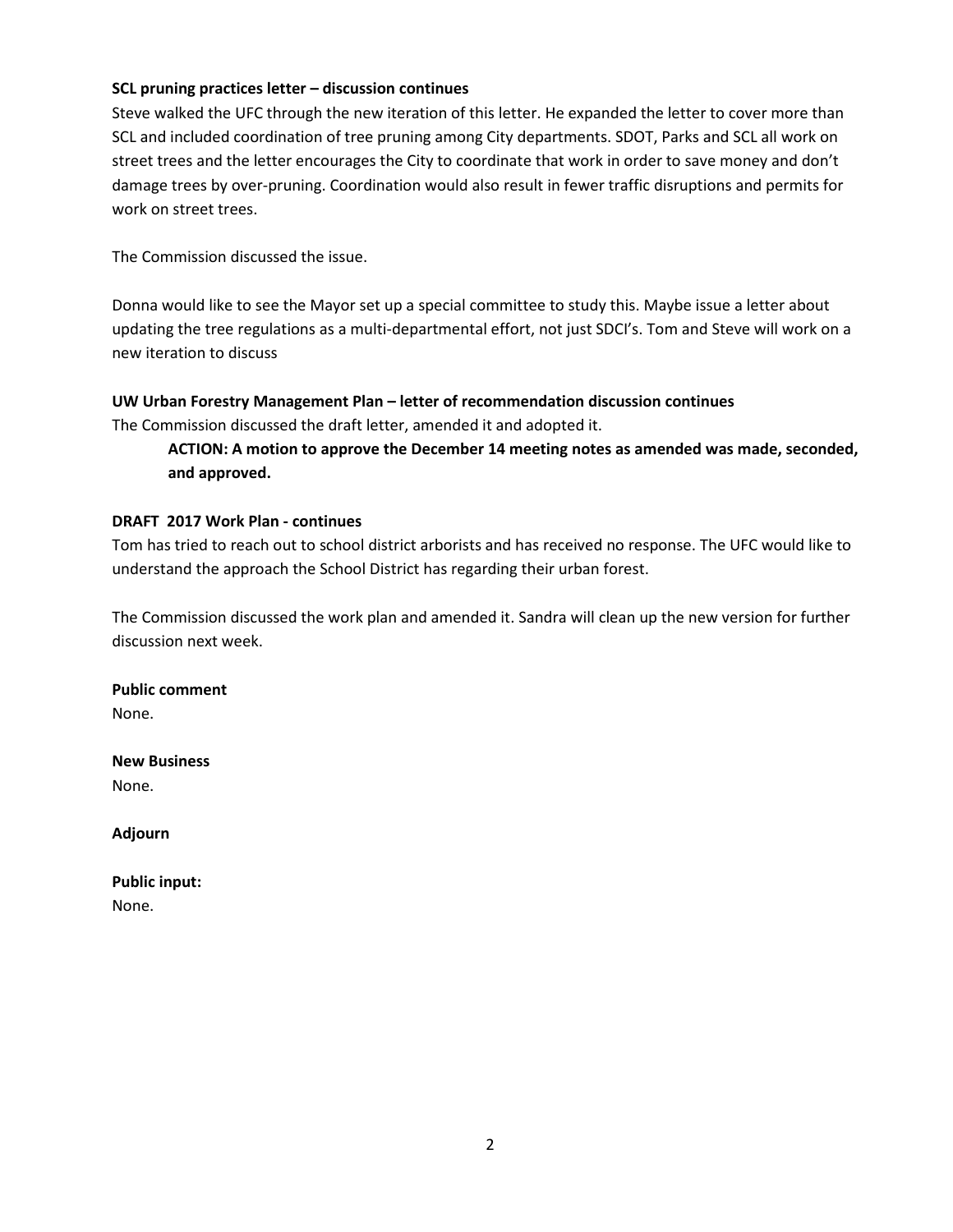**SCL pruning practices letter – discussion continues**

Steve walked the UFC through the new iteration of this letter. He expanded the letter to cover more than SCL and included coordination of tree pruning among City departments. SDOT, Parks and SCL all work on street trees and the letter encourages the City to coordinate that work in order to save money and don't damage trees by over-pruning. Coordination would also result in fewer traffic disruptions and permits for work on street trees.

The Commission discussed the issue.

Donna would like to see the Mayor set up a special committee to study this. Maybe issue a letter about updating the tree regulations as a multi-departmental effort, not just SDCI's. Tom and Steve will work on a new iteration to discuss

**UW Urban Forestry Management Plan – letter of recommendation discussion continues**

The Commission discussed the draft letter, amended it and adopted it.

> **ACTION: A motion to approve the December 14 meeting notes as amended was made, seconded, and approved.**

**DRAFT 2017 Work Plan - continues**

Tom has tried to reach out to school district arborists and has received no response. The UFC would like to understand the approach the School District has regarding their urban forest.

The Commission discussed the work plan and amended it. Sandra will clean up the new version for further discussion next week.

**Public comment**

None.

**New Business**

None.

**Adjourn**

**Public input:**

None.